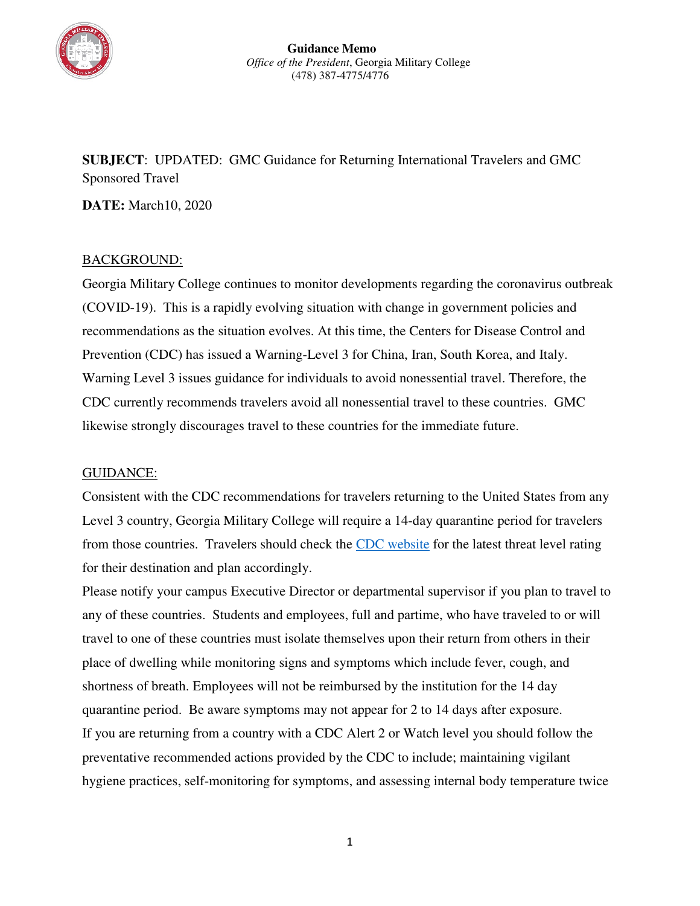**Guidance Memo**
*Office of the President*, Georgia Military College
(478) 387-4775/4776

**SUBJECT**: UPDATED: GMC Guidance for Returning International Travelers and GMC Sponsored Travel

**DATE:** March10, 2020

## BACKGROUND:

Georgia Military College continues to monitor developments regarding the coronavirus outbreak (COVID-19). This is a rapidly evolving situation with change in government policies and recommendations as the situation evolves. At this time, the Centers for Disease Control and Prevention (CDC) has issued a Warning-Level 3 for China, Iran, South Korea, and Italy. Warning Level 3 issues guidance for individuals to avoid nonessential travel. Therefore, the CDC currently recommends travelers avoid all nonessential travel to these countries. GMC likewise strongly discourages travel to these countries for the immediate future.

## GUIDANCE:

Consistent with the CDC recommendations for travelers returning to the United States from any Level 3 country, Georgia Military College will require a 14-day quarantine period for travelers from those countries. Travelers should check the CDC website for the latest threat level rating for their destination and plan accordingly.

Please notify your campus Executive Director or departmental supervisor if you plan to travel to any of these countries. Students and employees, full and partime, who have traveled to or will travel to one of these countries must isolate themselves upon their return from others in their place of dwelling while monitoring signs and symptoms which include fever, cough, and shortness of breath. Employees will not be reimbursed by the institution for the 14 day quarantine period. Be aware symptoms may not appear for 2 to 14 days after exposure.

If you are returning from a country with a CDC Alert 2 or Watch level you should follow the preventative recommended actions provided by the CDC to include; maintaining vigilant hygiene practices, self-monitoring for symptoms, and assessing internal body temperature twice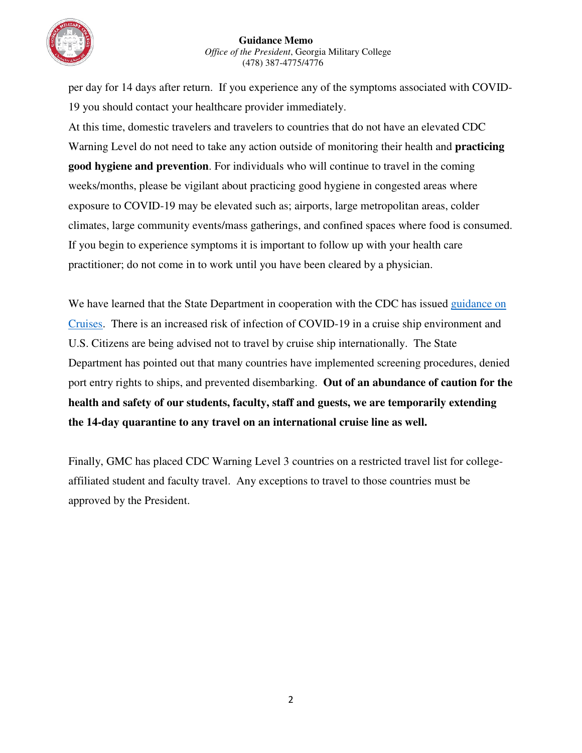per day for 14 days after return. If you experience any of the symptoms associated with COVID-19 you should contact your healthcare provider immediately.

At this time, domestic travelers and travelers to countries that do not have an elevated CDC Warning Level do not need to take any action outside of monitoring their health and **practicing good hygiene and prevention**. For individuals who will continue to travel in the coming weeks/months, please be vigilant about practicing good hygiene in congested areas where exposure to COVID-19 may be elevated such as; airports, large metropolitan areas, colder climates, large community events/mass gatherings, and confined spaces where food is consumed. If you begin to experience symptoms it is important to follow up with your health care practitioner; do not come in to work until you have been cleared by a physician.

We have learned that the State Department in cooperation with the CDC has issued guidance on Cruises. There is an increased risk of infection of COVID-19 in a cruise ship environment and U.S. Citizens are being advised not to travel by cruise ship internationally. The State Department has pointed out that many countries have implemented screening procedures, denied port entry rights to ships, and prevented disembarking. **Out of an abundance of caution for the health and safety of our students, faculty, staff and guests, we are temporarily extending the 14-day quarantine to any travel on an international cruise line as well.**

Finally, GMC has placed CDC Warning Level 3 countries on a restricted travel list for college-affiliated student and faculty travel. Any exceptions to travel to those countries must be approved by the President.